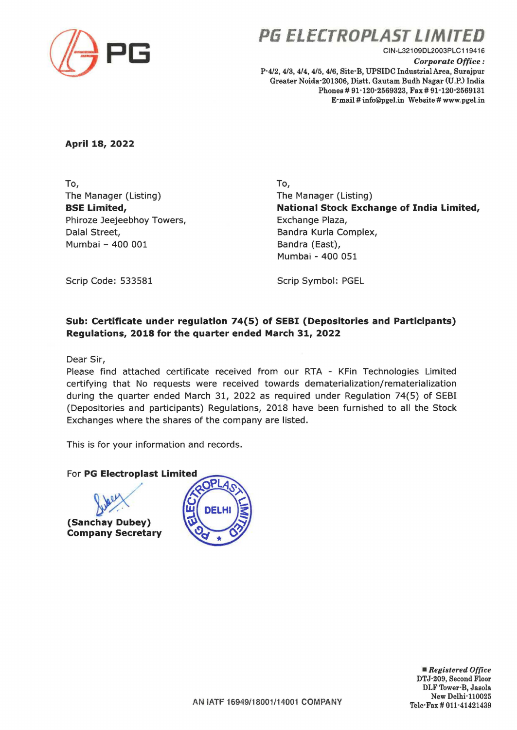# PG ELECTROPLAST LIMITED

CIN-L32109DL2003PLC119416

*Corporate Office :*
P-4/2, 4/3, 4/4, 4/5, 4/6, Site-B, UPSIDC Industrial Area, Surajpur
Greater Noida-201306, Distt. Gautam Budh Nagar (U.P.) India
Phones # 91-120-2569323, Fax # 91-120-2569131
E-mail # info@pgel.in Website # www.pgel.in

**April 18, 2022**

To,
The Manager (Listing)
**BSE Limited,**
Phiroze Jeejeebhoy Towers,
Dalal Street,
Mumbai – 400 001

Scrip Code: 533581

To,
The Manager (Listing)
**National Stock Exchange of India Limited,**
Exchange Plaza,
Bandra Kurla Complex,
Bandra (East),
Mumbai - 400 051

Scrip Symbol: PGEL

**Sub: Certificate under regulation 74(5) of SEBI (Depositories and Participants) Regulations, 2018 for the quarter ended March 31, 2022**

Dear Sir,
Please find attached certificate received from our RTA - KFin Technologies Limited certifying that No requests were received towards dematerialization/rematerialization during the quarter ended March 31, 2022 as required under Regulation 74(5) of SEBI (Depositories and participants) Regulations, 2018 have been furnished to all the Stock Exchanges where the shares of the company are listed.

This is for your information and records.

For **PG Electroplast Limited**

**(Sanchay Dubey)**
**Company Secretary**

*Registered Office*
DTJ-209, Second Floor
DLF Tower-B, Jasola
New Delhi-110025
Tele-Fax # 011-41421439

AN IATF 16949/18001/14001 COMPANY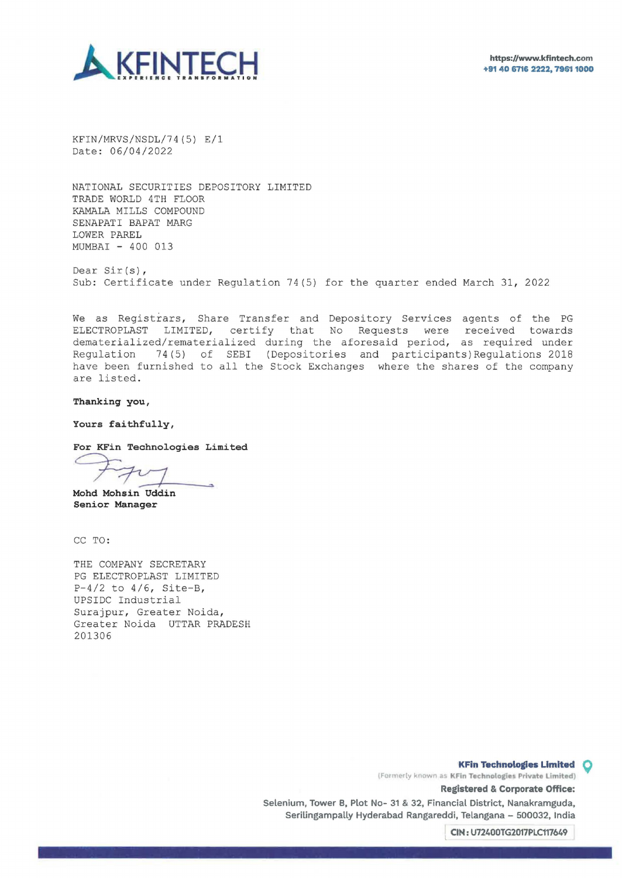KFIN/MRVS/NSDL/74(5) E/1
Date: 06/04/2022

NATIONAL SECURITIES DEPOSITORY LIMITED
TRADE WORLD 4TH FLOOR
KAMALA MILLS COMPOUND
SENAPATI BAPAT MARG
LOWER PAREL
MUMBAI - 400 013

Dear Sir(s),
Sub: Certificate under Regulation 74(5) for the quarter ended March 31, 2022

We as Registrars, Share Transfer and Depository Services agents of the PG ELECTROPLAST LIMITED, certify that No Requests were received towards dematerialized/rematerialized during the aforesaid period, as required under Regulation 74(5) of SEBI (Depositories and participants)Regulations 2018 have been furnished to all the Stock Exchanges where the shares of the company are listed.

**Thanking you,**

**Yours faithfully,**

**For KFin Technologies Limited**

**Mohd Mohsin Uddin**
**Senior Manager**

CC TO:

THE COMPANY SECRETARY
PG ELECTROPLAST LIMITED
P-4/2 to 4/6, Site-B,
UPSIDC Industrial
Surajpur, Greater Noida,
Greater Noida UTTAR PRADESH
201306

**KFin Technologies Limited**
(Formerly known as KFin Technologies Private Limited)
**Registered & Corporate Office:**
Selenium, Tower B, Plot No- 31 & 32, Financial District, Nanakramguda, Serilingampally Hyderabad Rangareddi, Telangana – 500032, India
CIN: U72400TG2017PLC117649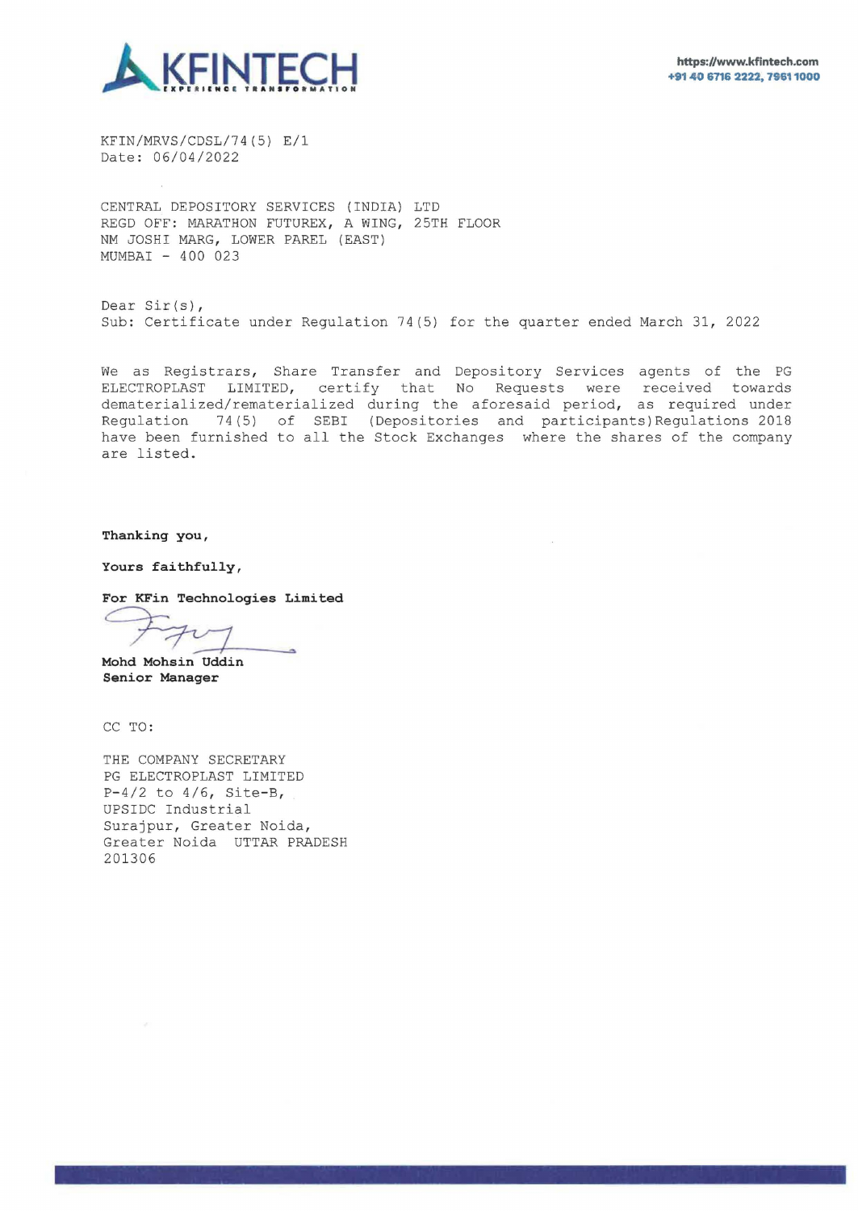KFINTECH

EXPERIENCE TRANSFORMATION

https://www.kfintech.com
+91 40 6716 2222, 7961 1000

KFIN/MRVS/CDSL/74(5) E/1
Date: 06/04/2022

CENTRAL DEPOSITORY SERVICES (INDIA) LTD
REGD OFF: MARATHON FUTUREX, A WING, 25TH FLOOR
NM JOSHI MARG, LOWER PAREL (EAST)
MUMBAI - 400 023

Dear Sir(s),
Sub: Certificate under Regulation 74(5) for the quarter ended March 31, 2022

We as Registrars, Share Transfer and Depository Services agents of the PG ELECTROPLAST LIMITED, certify that No Requests were received towards dematerialized/rematerialized during the aforesaid period, as required under Regulation 74(5) of SEBI (Depositories and participants)Regulations 2018 have been furnished to all the Stock Exchanges where the shares of the company are listed.

**Thanking you,**

**Yours faithfully,**

**For KFin Technologies Limited**

**Mohd Mohsin Uddin**
**Senior Manager**

CC TO:

THE COMPANY SECRETARY
PG ELECTROPLAST LIMITED
P-4/2 to 4/6, Site-B,
UPSIDC Industrial
Surajpur, Greater Noida,
Greater Noida UTTAR PRADESH
201306